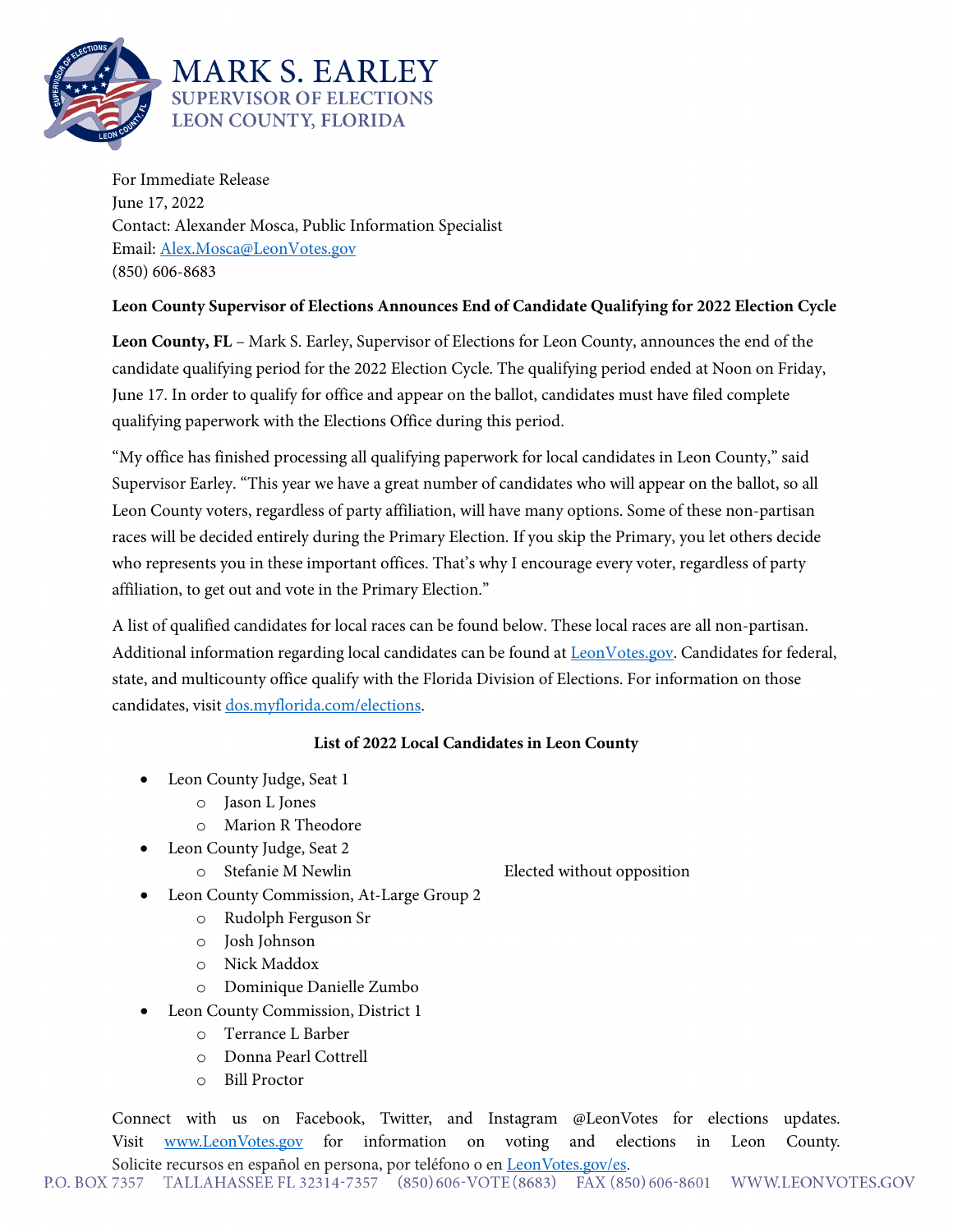# MARK S. EARLEY
## SUPERVISOR OF ELECTIONS
## LEON COUNTY, FLORIDA

For Immediate Release
June 17, 2022
Contact: Alexander Mosca, Public Information Specialist
Email: Alex.Mosca@LeonVotes.gov
(850) 606-8683

**Leon County Supervisor of Elections Announces End of Candidate Qualifying for 2022 Election Cycle**

**Leon County, FL** – Mark S. Earley, Supervisor of Elections for Leon County, announces the end of the candidate qualifying period for the 2022 Election Cycle. The qualifying period ended at Noon on Friday, June 17. In order to qualify for office and appear on the ballot, candidates must have filed complete qualifying paperwork with the Elections Office during this period.

"My office has finished processing all qualifying paperwork for local candidates in Leon County," said Supervisor Earley. "This year we have a great number of candidates who will appear on the ballot, so all Leon County voters, regardless of party affiliation, will have many options. Some of these non-partisan races will be decided entirely during the Primary Election. If you skip the Primary, you let others decide who represents you in these important offices. That's why I encourage every voter, regardless of party affiliation, to get out and vote in the Primary Election."

A list of qualified candidates for local races can be found below. These local races are all non-partisan. Additional information regarding local candidates can be found at LeonVotes.gov. Candidates for federal, state, and multicounty office qualify with the Florida Division of Elections. For information on those candidates, visit dos.myflorida.com/elections.

**List of 2022 Local Candidates in Leon County**

- Leon County Judge, Seat 1
  - Jason L Jones
  - Marion R Theodore
- Leon County Judge, Seat 2
  - Stefanie M Newlin — Elected without opposition
- Leon County Commission, At-Large Group 2
  - Rudolph Ferguson Sr
  - Josh Johnson
  - Nick Maddox
  - Dominique Danielle Zumbo
- Leon County Commission, District 1
  - Terrance L Barber
  - Donna Pearl Cottrell
  - Bill Proctor

Connect with us on Facebook, Twitter, and Instagram @LeonVotes for elections updates. Visit www.LeonVotes.gov for information on voting and elections in Leon County. Solicite recursos en español en persona, por teléfono o en LeonVotes.gov/es.

P.O. BOX 7357 TALLAHASSEE FL 32314-7357 (850) 606-VOTE (8683) FAX (850) 606-8601 WWW.LEONVOTES.GOV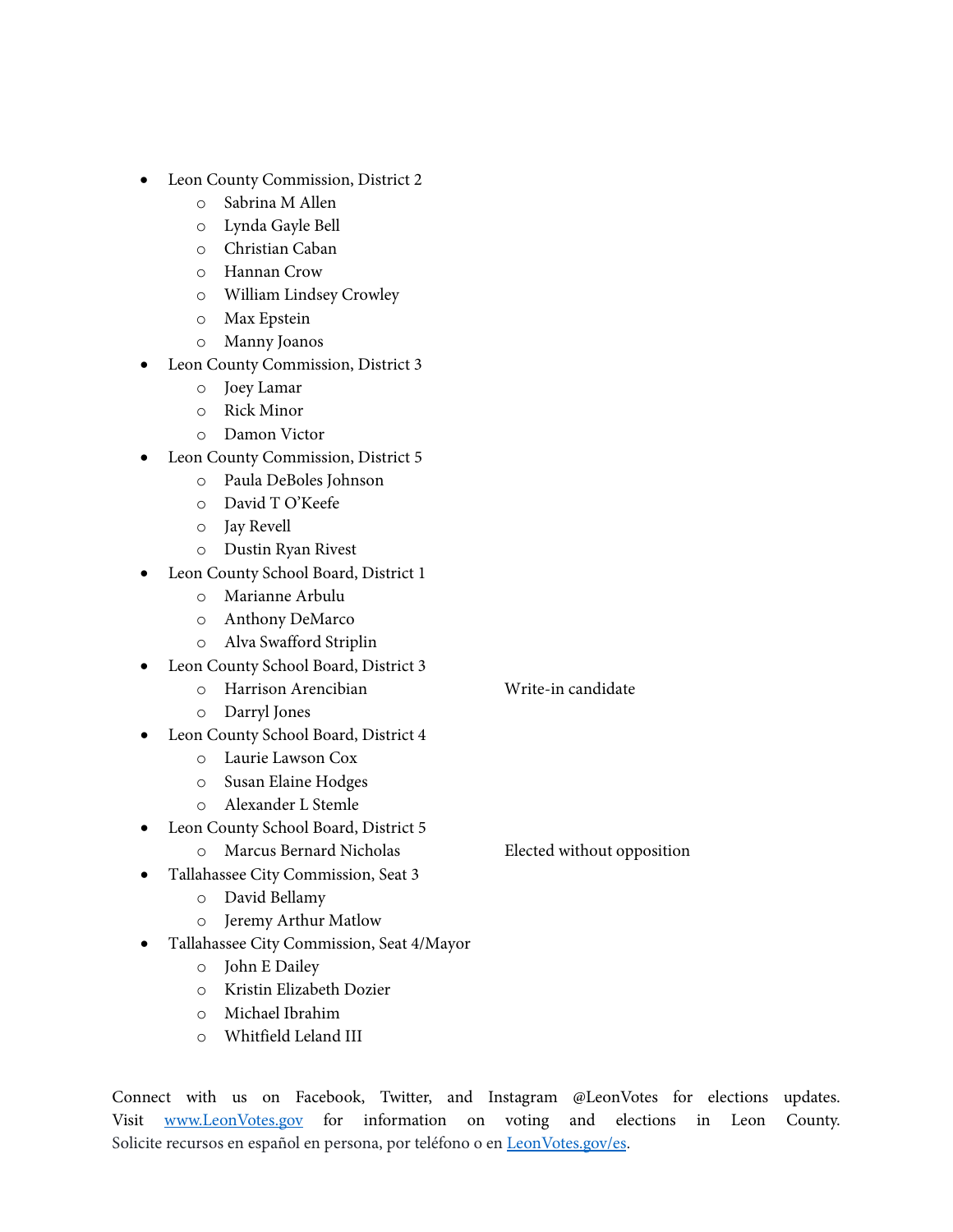- Leon County Commission, District 2
  - Sabrina M Allen
  - Lynda Gayle Bell
  - Christian Caban
  - Hannan Crow
  - William Lindsey Crowley
  - Max Epstein
  - Manny Joanos
- Leon County Commission, District 3
  - Joey Lamar
  - Rick Minor
  - Damon Victor
- Leon County Commission, District 5
  - Paula DeBoles Johnson
  - David T O'Keefe
  - Jay Revell
  - Dustin Ryan Rivest
- Leon County School Board, District 1
  - Marianne Arbulu
  - Anthony DeMarco
  - Alva Swafford Striplin
- Leon County School Board, District 3
  - Harrison Arencibian — Write-in candidate
  - Darryl Jones
- Leon County School Board, District 4
  - Laurie Lawson Cox
  - Susan Elaine Hodges
  - Alexander L Stemle
- Leon County School Board, District 5
  - Marcus Bernard Nicholas — Elected without opposition
- Tallahassee City Commission, Seat 3
  - David Bellamy
  - Jeremy Arthur Matlow
- Tallahassee City Commission, Seat 4/Mayor
  - John E Dailey
  - Kristin Elizabeth Dozier
  - Michael Ibrahim
  - Whitfield Leland III

Connect with us on Facebook, Twitter, and Instagram @LeonVotes for elections updates. Visit [www.LeonVotes.gov](http://www.LeonVotes.gov) for information on voting and elections in Leon County. Solicite recursos en español en persona, por teléfono o en [LeonVotes.gov/es](http://LeonVotes.gov/es).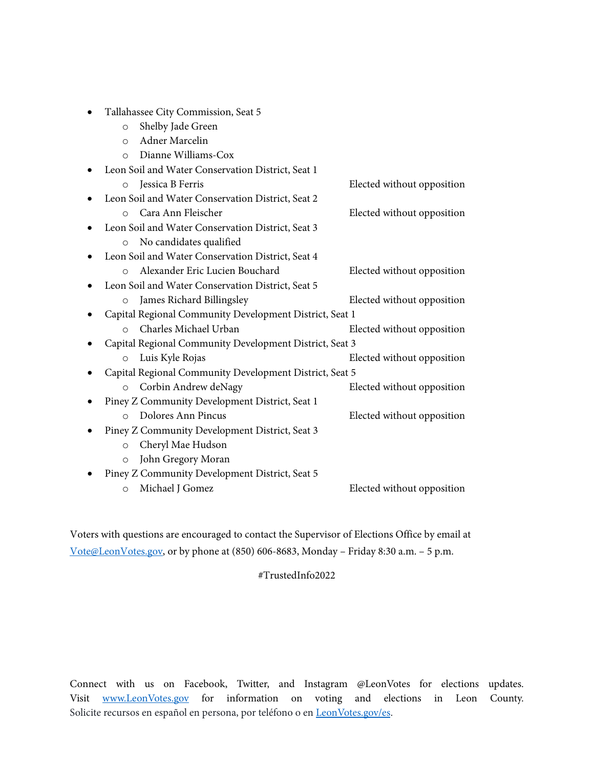- Tallahassee City Commission, Seat 5
  - Shelby Jade Green
  - Adner Marcelin
  - Dianne Williams-Cox
- Leon Soil and Water Conservation District, Seat 1
  - Jessica B Ferris — Elected without opposition
- Leon Soil and Water Conservation District, Seat 2
  - Cara Ann Fleischer — Elected without opposition
- Leon Soil and Water Conservation District, Seat 3
  - No candidates qualified
- Leon Soil and Water Conservation District, Seat 4
  - Alexander Eric Lucien Bouchard — Elected without opposition
- Leon Soil and Water Conservation District, Seat 5
  - James Richard Billingsley — Elected without opposition
- Capital Regional Community Development District, Seat 1
  - Charles Michael Urban — Elected without opposition
- Capital Regional Community Development District, Seat 3
  - Luis Kyle Rojas — Elected without opposition
- Capital Regional Community Development District, Seat 5
  - Corbin Andrew deNagy — Elected without opposition
- Piney Z Community Development District, Seat 1
  - Dolores Ann Pincus — Elected without opposition
- Piney Z Community Development District, Seat 3
  - Cheryl Mae Hudson
  - John Gregory Moran
- Piney Z Community Development District, Seat 5
  - Michael J Gomez — Elected without opposition

Voters with questions are encouraged to contact the Supervisor of Elections Office by email at Vote@LeonVotes.gov, or by phone at (850) 606-8683, Monday – Friday 8:30 a.m. – 5 p.m.

#TrustedInfo2022

Connect with us on Facebook, Twitter, and Instagram @LeonVotes for elections updates. Visit www.LeonVotes.gov for information on voting and elections in Leon County. Solicite recursos en español en persona, por teléfono o en LeonVotes.gov/es.